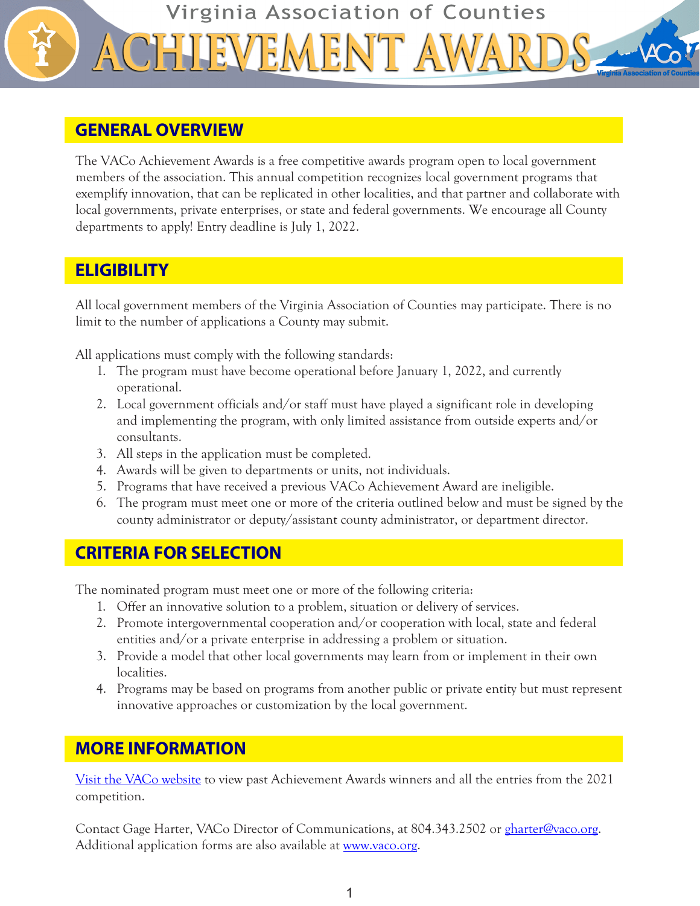Virginia Association of Counties

# ACHIEVEMENT AWARDS

## GENERAL OVERVIEW

The VACo Achievement Awards is a free competitive awards program open to local government members of the association. This annual competition recognizes local government programs that exemplify innovation, that can be replicated in other localities, and that partner and collaborate with local governments, private enterprises, or state and federal governments. We encourage all County departments to apply! Entry deadline is July 1, 2022.

## ELIGIBILITY

All local government members of the Virginia Association of Counties may participate. There is no limit to the number of applications a County may submit.

All applications must comply with the following standards:

1. The program must have become operational before January 1, 2022, and currently operational.
2. Local government officials and/or staff must have played a significant role in developing and implementing the program, with only limited assistance from outside experts and/or consultants.
3. All steps in the application must be completed.
4. Awards will be given to departments or units, not individuals.
5. Programs that have received a previous VACo Achievement Award are ineligible.
6. The program must meet one or more of the criteria outlined below and must be signed by the county administrator or deputy/assistant county administrator, or department director.

## CRITERIA FOR SELECTION

The nominated program must meet one or more of the following criteria:

1. Offer an innovative solution to a problem, situation or delivery of services.
2. Promote intergovernmental cooperation and/or cooperation with local, state and federal entities and/or a private enterprise in addressing a problem or situation.
3. Provide a model that other local governments may learn from or implement in their own localities.
4. Programs may be based on programs from another public or private entity but must represent innovative approaches or customization by the local government.

## MORE INFORMATION

Visit the VACo website to view past Achievement Awards winners and all the entries from the 2021 competition.

Contact Gage Harter, VACo Director of Communications, at 804.343.2502 or gharter@vaco.org. Additional application forms are also available at www.vaco.org.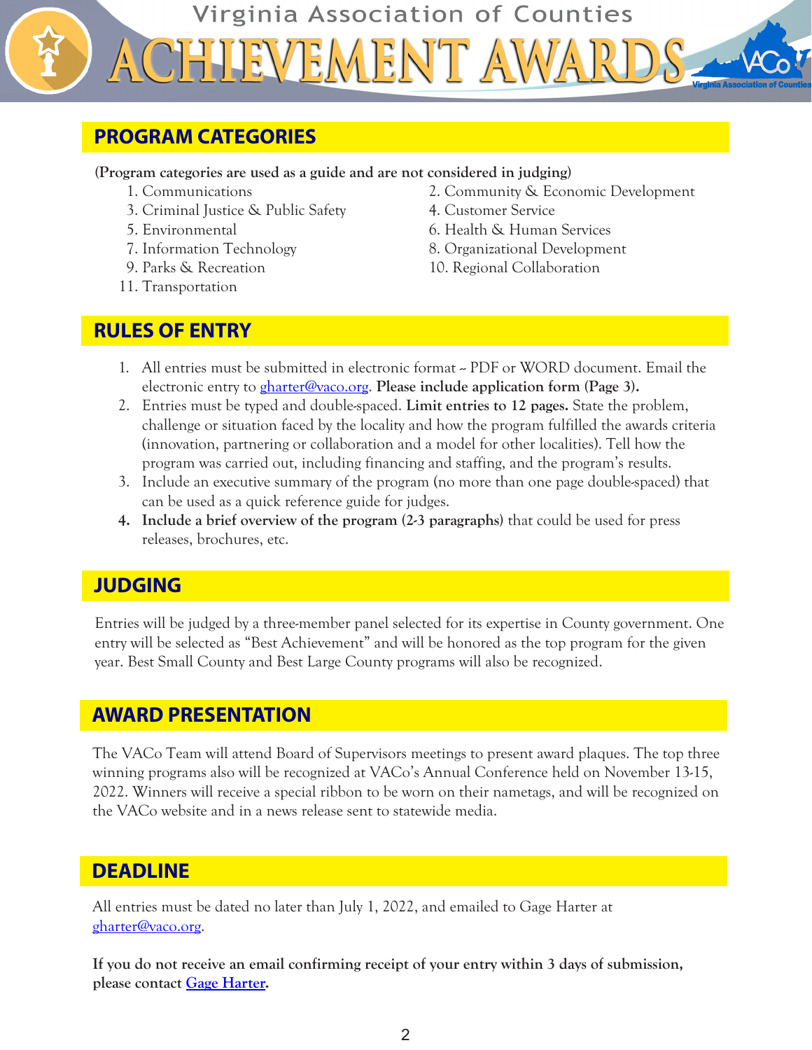Virginia Association of Counties

# ACHIEVEMENT AWARDS

## PROGRAM CATEGORIES

**(Program categories are used as a guide and are not considered in judging)**

1. Communications
2. Community & Economic Development
3. Criminal Justice & Public Safety
4. Customer Service
5. Environmental
6. Health & Human Services
7. Information Technology
8. Organizational Development
9. Parks & Recreation
10. Regional Collaboration
11. Transportation

## RULES OF ENTRY

1. All entries must be submitted in electronic format – PDF or WORD document. Email the electronic entry to gharter@vaco.org. **Please include application form (Page 3).**
2. Entries must be typed and double-spaced. **Limit entries to 12 pages.** State the problem, challenge or situation faced by the locality and how the program fulfilled the awards criteria (innovation, partnering or collaboration and a model for other localities). Tell how the program was carried out, including financing and staffing, and the program's results.
3. Include an executive summary of the program (no more than one page double-spaced) that can be used as a quick reference guide for judges.
4. **Include a brief overview of the program (2-3 paragraphs)** that could be used for press releases, brochures, etc.

## JUDGING

Entries will be judged by a three-member panel selected for its expertise in County government. One entry will be selected as "Best Achievement" and will be honored as the top program for the given year. Best Small County and Best Large County programs will also be recognized.

## AWARD PRESENTATION

The VACo Team will attend Board of Supervisors meetings to present award plaques. The top three winning programs also will be recognized at VACo's Annual Conference held on November 13-15, 2022. Winners will receive a special ribbon to be worn on their nametags, and will be recognized on the VACo website and in a news release sent to statewide media.

## DEADLINE

All entries must be dated no later than July 1, 2022, and emailed to Gage Harter at gharter@vaco.org.

**If you do not receive an email confirming receipt of your entry within 3 days of submission, please contact Gage Harter.**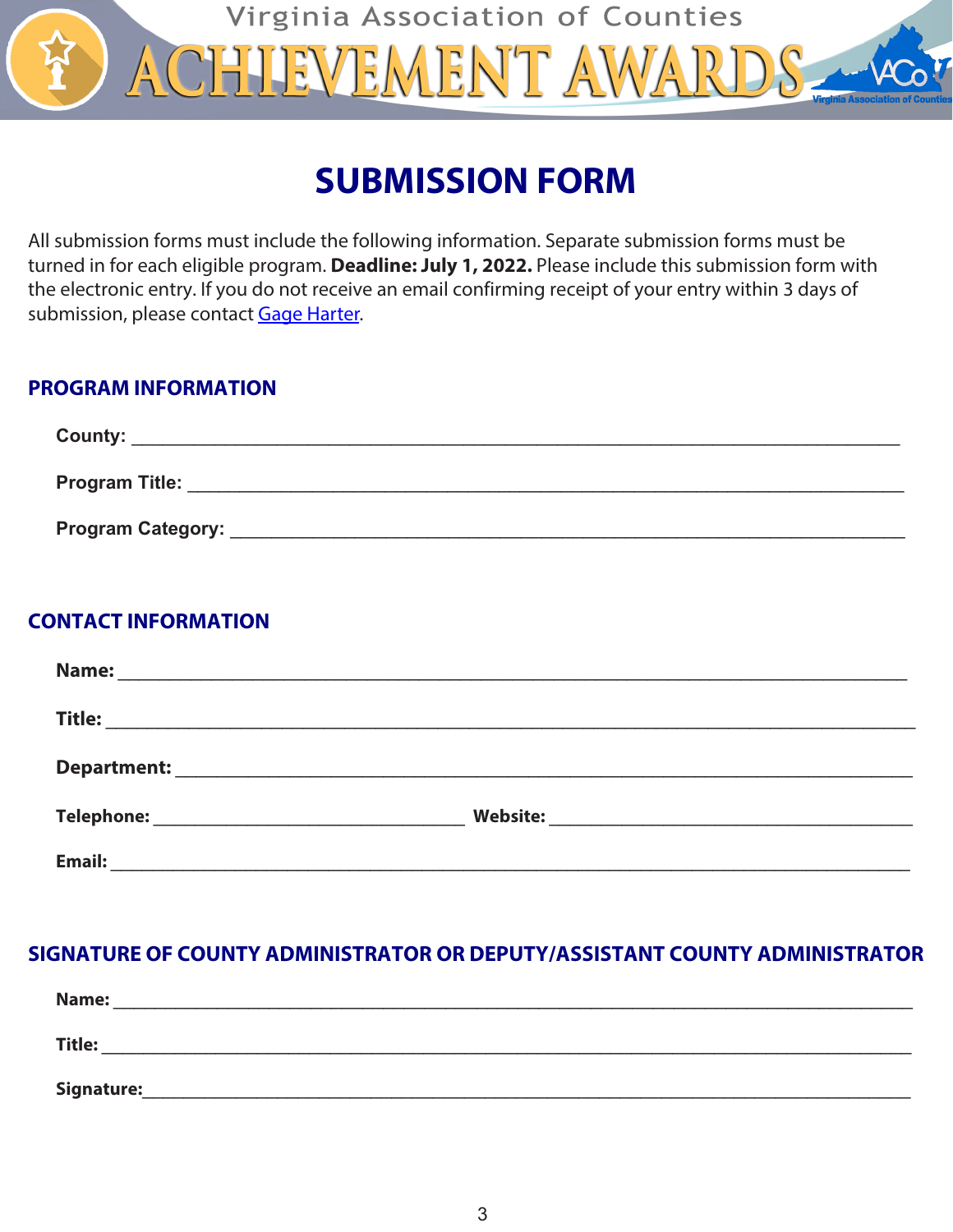Virginia Association of Counties

# ACHIEVEMENT AWARDS

## SUBMISSION FORM

All submission forms must include the following information. Separate submission forms must be turned in for each eligible program. **Deadline: July 1, 2022.** Please include this submission form with the electronic entry. If you do not receive an email confirming receipt of your entry within 3 days of submission, please contact Gage Harter.

### PROGRAM INFORMATION

**County:** ___________________________________________

**Program Title:** ___________________________________________

**Program Category:** ___________________________________________

### CONTACT INFORMATION

**Name:** ___________________________________________

**Title:** ___________________________________________

**Department:** ___________________________________________

**Telephone:** ______________________ **Website:** ______________________

**Email:** ___________________________________________

### SIGNATURE OF COUNTY ADMINISTRATOR OR DEPUTY/ASSISTANT COUNTY ADMINISTRATOR

**Name:** ___________________________________________

**Title:** ___________________________________________

**Signature:** ___________________________________________